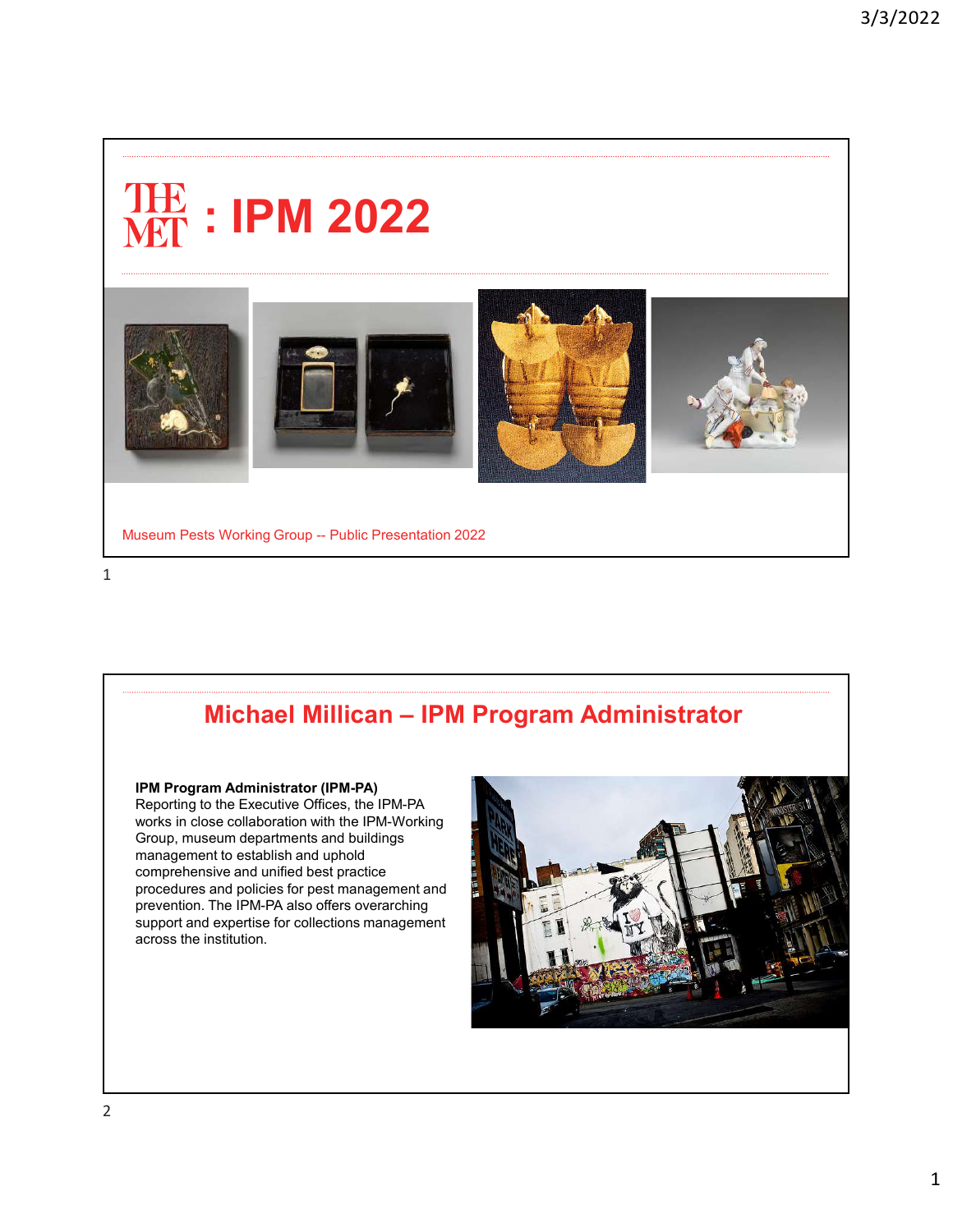# THE MET : IPM 2022

Museum Pests Working Group -- Public Presentation 2022

## Michael Millican – IPM Program Administrator

**IPM Program Administrator (IPM-PA)**
Reporting to the Executive Offices, the IPM-PA works in close collaboration with the IPM-Working Group, museum departments and buildings management to establish and uphold comprehensive and unified best practice procedures and policies for pest management and prevention. The IPM-PA also offers overarching support and expertise for collections management across the institution.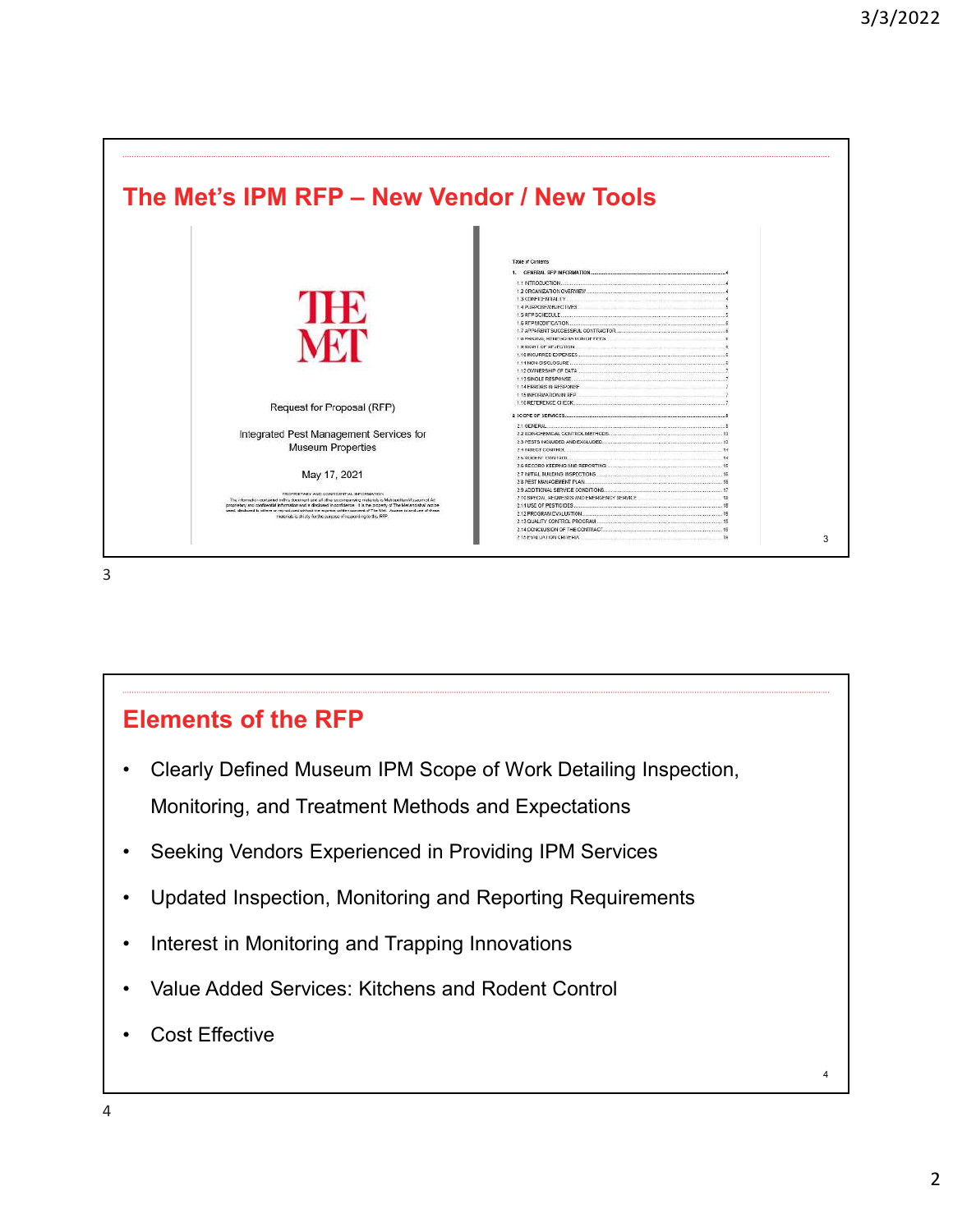## The Met's IPM RFP – New Vendor / New Tools

THE MET

Request for Proposal (RFP)

Integrated Pest Management Services for Museum Properties

May 17, 2021

PROPRIETARY AND CONFIDENTIAL INFORMATION

Table of Contents

1. GENERAL RFP INFORMATION
   - 1.1 INTRODUCTION
   - 1.2 ORGANIZATION OVERVIEW
   - 1.3 CONFIDENTIALITY
   - 1.4 PURPOSE/OBJECTIVES
   - 1.5 RFP SCHEDULE
   - 1.6 RFP MODIFICATION
   - 1.7 APPARENT SUCCESSFUL CONTRACTOR
   - 1.8 RIGHT OF REJECTION
   - 1.10 INCURRED EXPENSES
   - 1.11 NON DISCLOSURE
   - 1.12 OWNERSHIP OF DATA
   - 1.13 SINGLE RESPONSE
   - 1.14 ERRORS IN RESPONSE
   - 1.15 INFORMATION IN RFP
   - 1.16 REFERENCE CHECK
2. SCOPE OF SERVICES
   - 2.1 GENERAL
   - 2.2 NON-CHEMICAL CONTROL METHODS
   - 2.3 PESTS INCLUDED AND EXCLUDED
   - 2.4 INSECT CONTROL
   - 2.5 RODENT CONTROL
   - 2.6 RECORD KEEPING AND REPORTING
   - 2.7 INITIAL BUILDING INSPECTIONS
   - 2.8 PEST MANAGEMENT PLAN
   - 2.9 ADDITIONAL SERVICE CONDITIONS
   - 2.10 SPECIAL REQUESTS AND EMERGENCY SERVICE
   - 2.11 USE OF PESTICIDES
   - 2.12 PROGRAM EVALUATION
   - 2.13 QUALITY CONTROL PROGRAM
   - 2.14 CONCLUSION OF THE CONTRACT
   - 2.15 EVALUATION CRITERIA

## Elements of the RFP

- Clearly Defined Museum IPM Scope of Work Detailing Inspection, Monitoring, and Treatment Methods and Expectations
- Seeking Vendors Experienced in Providing IPM Services
- Updated Inspection, Monitoring and Reporting Requirements
- Interest in Monitoring and Trapping Innovations
- Value Added Services: Kitchens and Rodent Control
- Cost Effective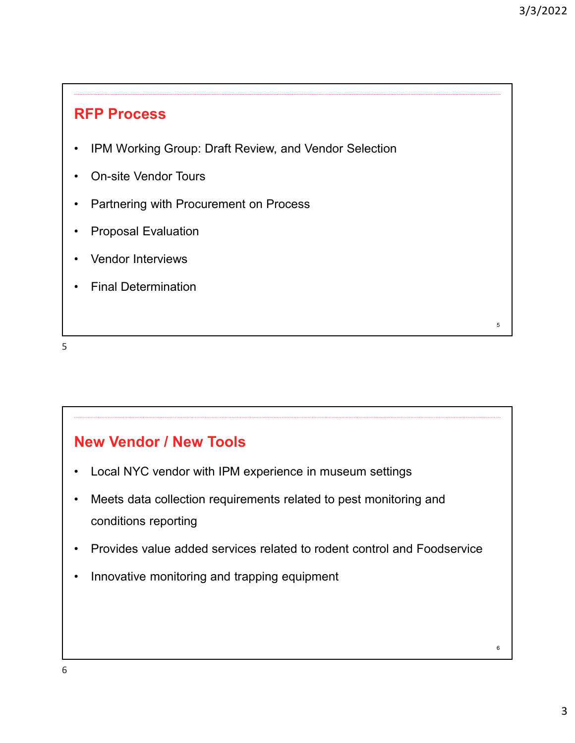## RFP Process

- IPM Working Group: Draft Review, and Vendor Selection
- On-site Vendor Tours
- Partnering with Procurement on Process
- Proposal Evaluation
- Vendor Interviews
- Final Determination

## New Vendor / New Tools

- Local NYC vendor with IPM experience in museum settings
- Meets data collection requirements related to pest monitoring and conditions reporting
- Provides value added services related to rodent control and Foodservice
- Innovative monitoring and trapping equipment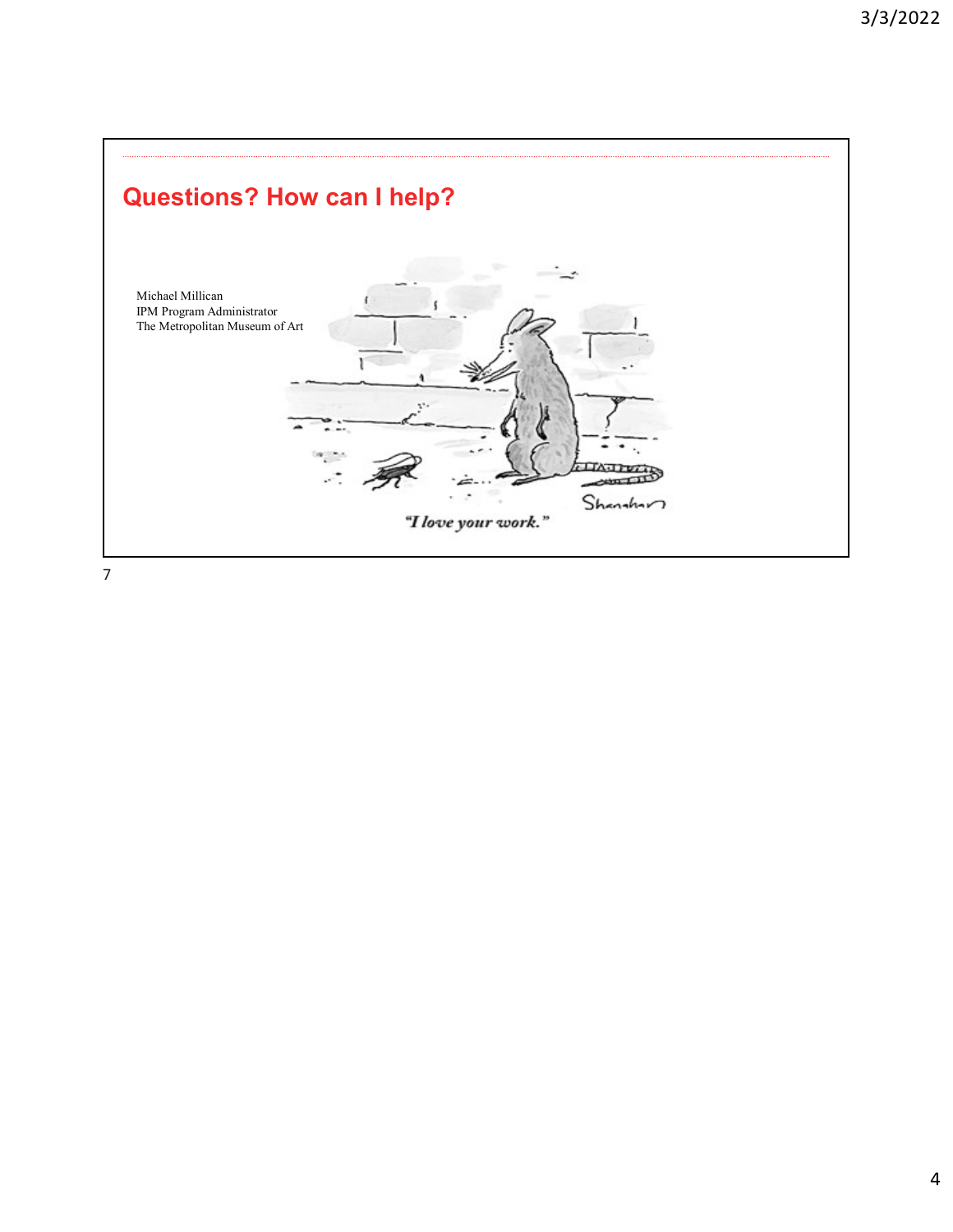## Questions? How can I help?

Michael Millican
IPM Program Administrator
The Metropolitan Museum of Art

"I love your work."